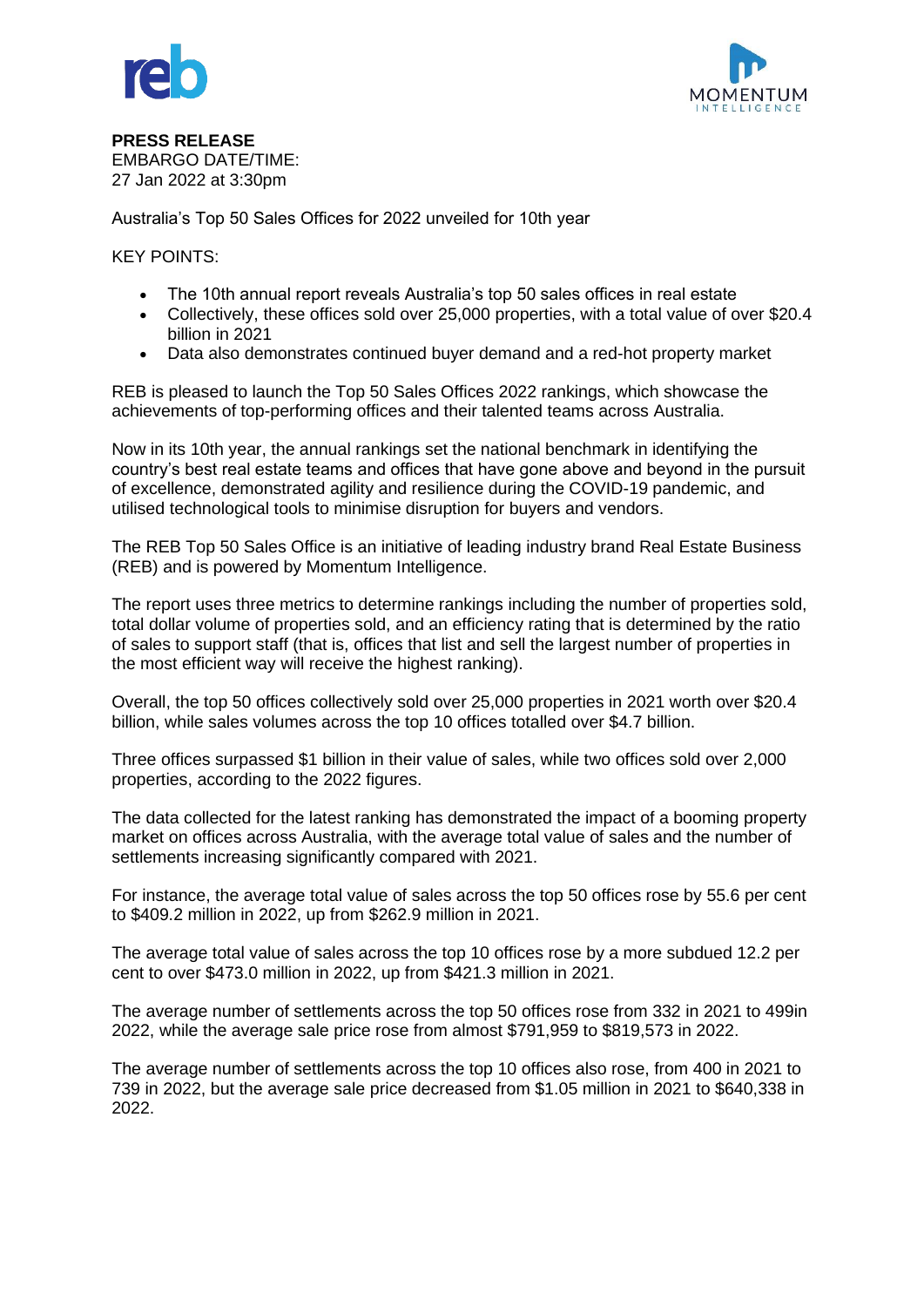**PRESS RELEASE**
EMBARGO DATE/TIME:
27 Jan 2022 at 3:30pm

Australia's Top 50 Sales Offices for 2022 unveiled for 10th year

KEY POINTS:

- The 10th annual report reveals Australia's top 50 sales offices in real estate
- Collectively, these offices sold over 25,000 properties, with a total value of over $20.4 billion in 2021
- Data also demonstrates continued buyer demand and a red-hot property market

REB is pleased to launch the Top 50 Sales Offices 2022 rankings, which showcase the achievements of top-performing offices and their talented teams across Australia.

Now in its 10th year, the annual rankings set the national benchmark in identifying the country's best real estate teams and offices that have gone above and beyond in the pursuit of excellence, demonstrated agility and resilience during the COVID-19 pandemic, and utilised technological tools to minimise disruption for buyers and vendors.

The REB Top 50 Sales Office is an initiative of leading industry brand Real Estate Business (REB) and is powered by Momentum Intelligence.

The report uses three metrics to determine rankings including the number of properties sold, total dollar volume of properties sold, and an efficiency rating that is determined by the ratio of sales to support staff (that is, offices that list and sell the largest number of properties in the most efficient way will receive the highest ranking).

Overall, the top 50 offices collectively sold over 25,000 properties in 2021 worth over $20.4 billion, while sales volumes across the top 10 offices totalled over $4.7 billion.

Three offices surpassed $1 billion in their value of sales, while two offices sold over 2,000 properties, according to the 2022 figures.

The data collected for the latest ranking has demonstrated the impact of a booming property market on offices across Australia, with the average total value of sales and the number of settlements increasing significantly compared with 2021.

For instance, the average total value of sales across the top 50 offices rose by 55.6 per cent to $409.2 million in 2022, up from $262.9 million in 2021.

The average total value of sales across the top 10 offices rose by a more subdued 12.2 per cent to over $473.0 million in 2022, up from $421.3 million in 2021.

The average number of settlements across the top 50 offices rose from 332 in 2021 to 499in 2022, while the average sale price rose from almost $791,959 to $819,573 in 2022.

The average number of settlements across the top 10 offices also rose, from 400 in 2021 to 739 in 2022, but the average sale price decreased from $1.05 million in 2021 to $640,338 in 2022.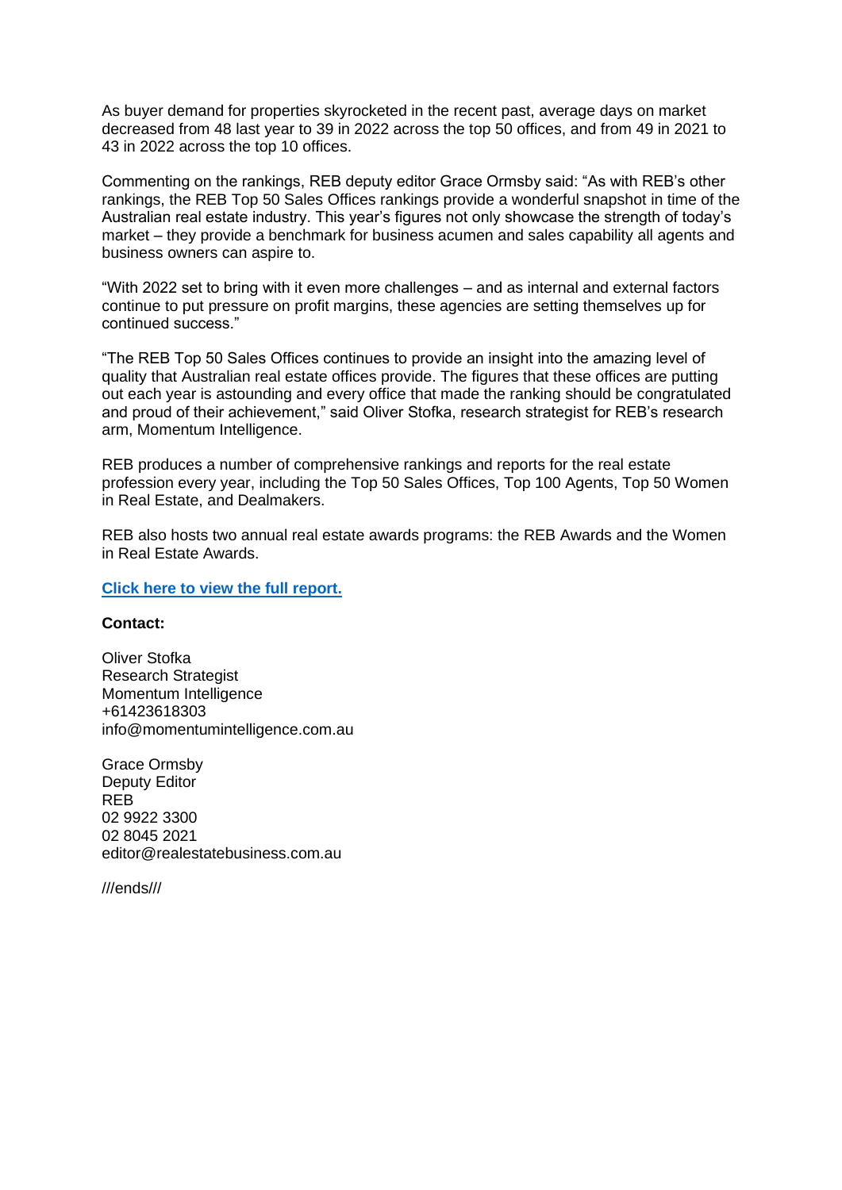As buyer demand for properties skyrocketed in the recent past, average days on market decreased from 48 last year to 39 in 2022 across the top 50 offices, and from 49 in 2021 to 43 in 2022 across the top 10 offices.

Commenting on the rankings, REB deputy editor Grace Ormsby said: "As with REB's other rankings, the REB Top 50 Sales Offices rankings provide a wonderful snapshot in time of the Australian real estate industry. This year's figures not only showcase the strength of today's market – they provide a benchmark for business acumen and sales capability all agents and business owners can aspire to.

"With 2022 set to bring with it even more challenges – and as internal and external factors continue to put pressure on profit margins, these agencies are setting themselves up for continued success."

"The REB Top 50 Sales Offices continues to provide an insight into the amazing level of quality that Australian real estate offices provide. The figures that these offices are putting out each year is astounding and every office that made the ranking should be congratulated and proud of their achievement," said Oliver Stofka, research strategist for REB's research arm, Momentum Intelligence.

REB produces a number of comprehensive rankings and reports for the real estate profession every year, including the Top 50 Sales Offices, Top 100 Agents, Top 50 Women in Real Estate, and Dealmakers.

REB also hosts two annual real estate awards programs: the REB Awards and the Women in Real Estate Awards.

**Click here to view the full report.**

**Contact:**

Oliver Stofka
Research Strategist
Momentum Intelligence
+61423618303
info@momentumintelligence.com.au

Grace Ormsby
Deputy Editor
REB
02 9922 3300
02 8045 2021
editor@realestatebusiness.com.au

///ends///